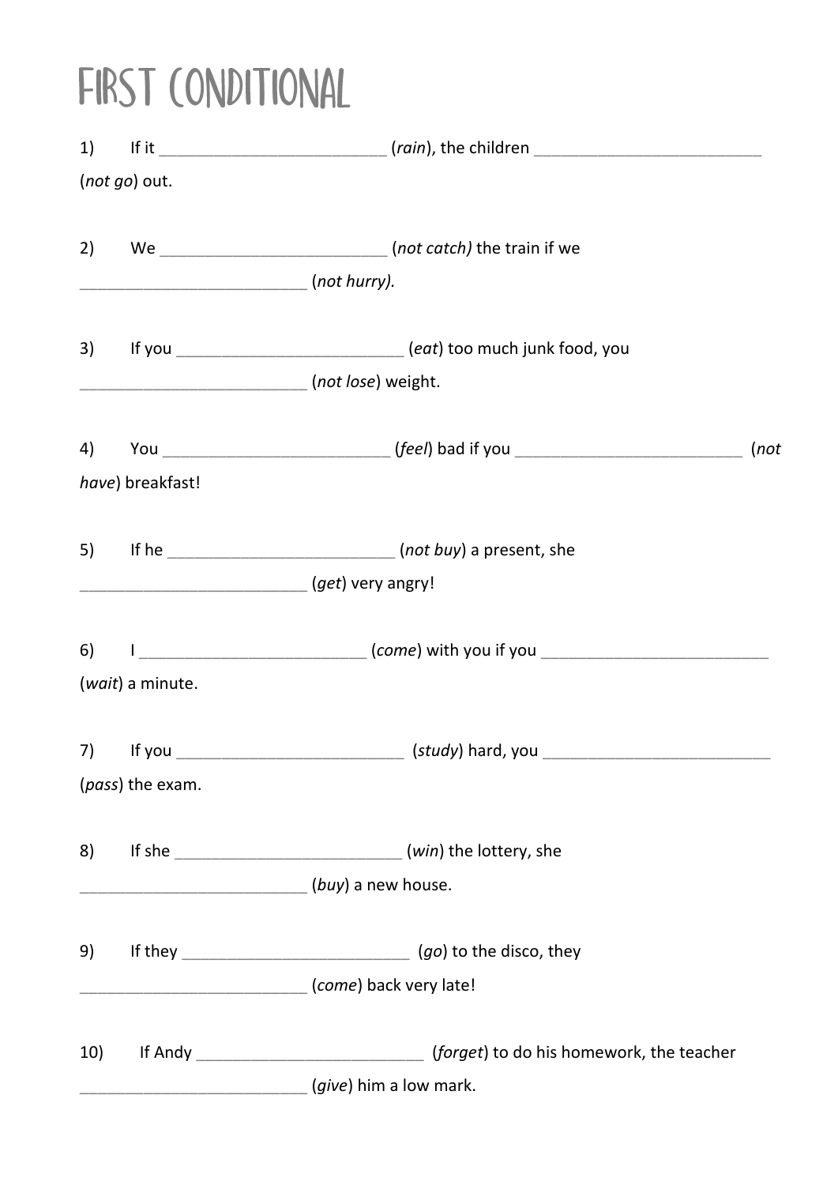# FIRST CONDITIONAL

1) If it _________________________ (*rain*), the children _________________________ (*not go*) out.

2) We _________________________ (*not catch)* the train if we _________________________ (*not hurry).*

3) If you _________________________ (*eat*) too much junk food, you _________________________ (*not lose*) weight.

4) You _________________________ (*feel*) bad if you _________________________ (*not have*) breakfast!

5) If he _________________________ (*not buy*) a present, she _________________________ (*get*) very angry!

6) I _________________________ (*come*) with you if you _________________________ (*wait*) a minute.

7) If you _________________________ (*study*) hard, you _________________________ (*pass*) the exam.

8) If she _________________________ (*win*) the lottery, she _________________________ (*buy*) a new house.

9) If they _________________________ (*go*) to the disco, they _________________________ (*come*) back very late!

10) If Andy _________________________ (*forget*) to do his homework, the teacher _________________________ (*give*) him a low mark.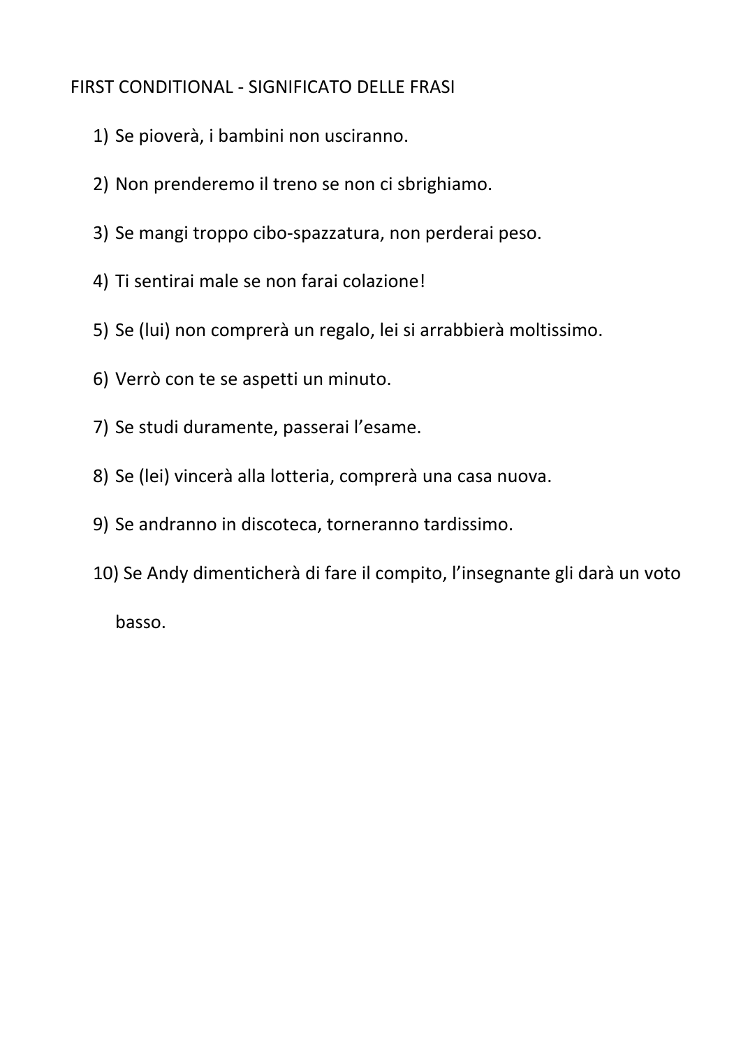FIRST CONDITIONAL - SIGNIFICATO DELLE FRASI

1) Se pioverà, i bambini non usciranno.
2) Non prenderemo il treno se non ci sbrighiamo.
3) Se mangi troppo cibo-spazzatura, non perderai peso.
4) Ti sentirai male se non farai colazione!
5) Se (lui) non comprerà un regalo, lei si arrabbierà moltissimo.
6) Verrò con te se aspetti un minuto.
7) Se studi duramente, passerai l'esame.
8) Se (lei) vincerà alla lotteria, comprerà una casa nuova.
9) Se andranno in discoteca, torneranno tardissimo.
10) Se Andy dimenticherà di fare il compito, l'insegnante gli darà un voto basso.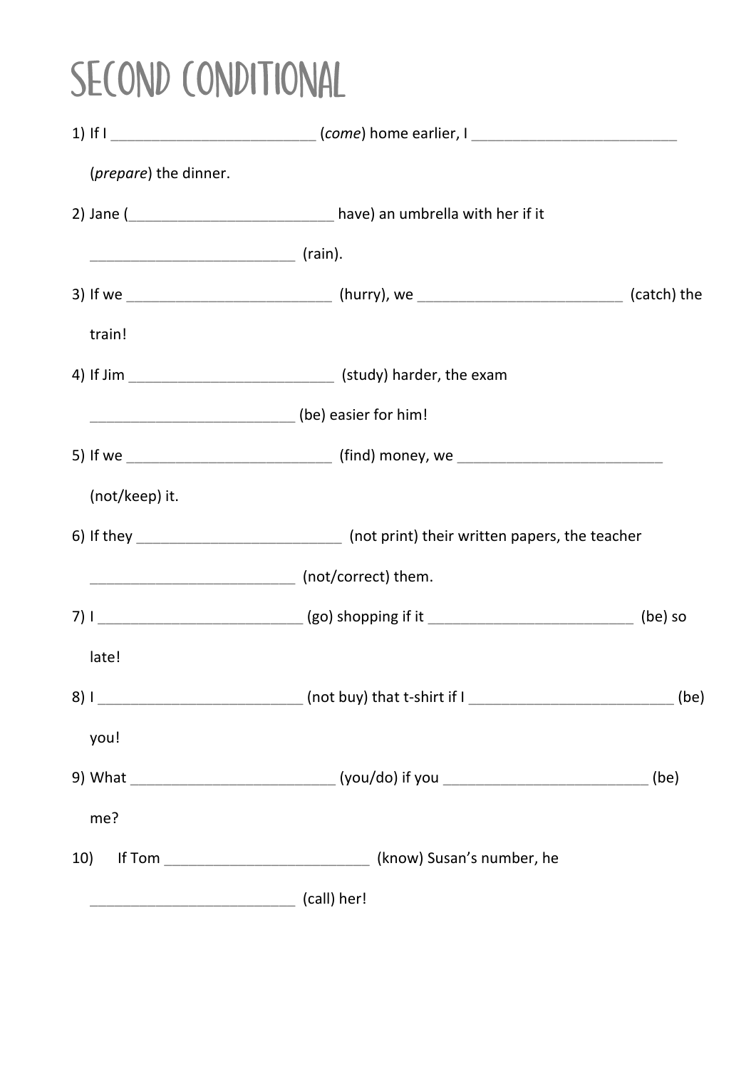# SECOND CONDITIONAL

1) If I _________________________ (*come*) home earlier, I _________________________ (*prepare*) the dinner.

2) Jane (_________________________ have) an umbrella with her if it _________________________ (rain).

3) If we _________________________ (hurry), we _________________________ (catch) the train!

4) If Jim _________________________ (study) harder, the exam _________________________ (be) easier for him!

5) If we _________________________ (find) money, we _________________________ (not/keep) it.

6) If they _________________________ (not print) their written papers, the teacher _________________________ (not/correct) them.

7) I _________________________ (go) shopping if it _________________________ (be) so late!

8) I _________________________ (not buy) that t-shirt if I _________________________ (be) you!

9) What _________________________ (you/do) if you _________________________ (be) me?

10) If Tom _________________________ (know) Susan's number, he _________________________ (call) her!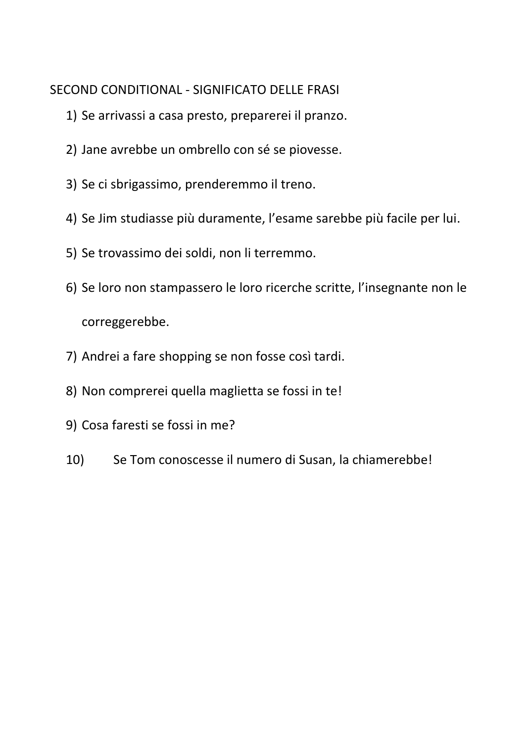SECOND CONDITIONAL - SIGNIFICATO DELLE FRASI

1) Se arrivassi a casa presto, preparerei il pranzo.
2) Jane avrebbe un ombrello con sé se piovesse.
3) Se ci sbrigassimo, prenderemmo il treno.
4) Se Jim studiasse più duramente, l'esame sarebbe più facile per lui.
5) Se trovassimo dei soldi, non li terremmo.
6) Se loro non stampassero le loro ricerche scritte, l'insegnante non le correggerebbe.
7) Andrei a fare shopping se non fosse così tardi.
8) Non comprerei quella maglietta se fossi in te!
9) Cosa faresti se fossi in me?
10) Se Tom conoscesse il numero di Susan, la chiamerebbe!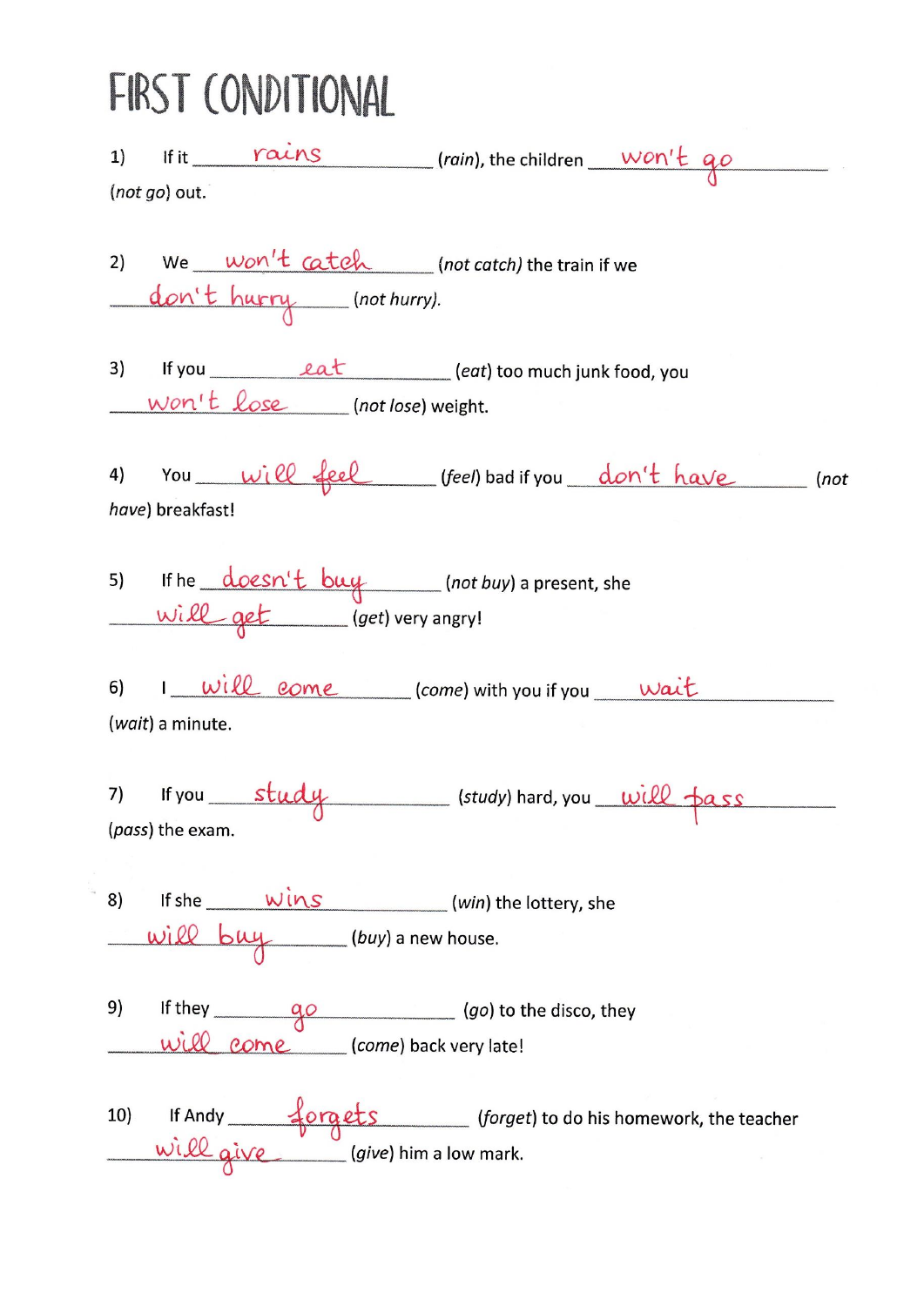# FIRST CONDITIONAL

1) If it _____rains_____ (*rain*), the children _____won't go_____ (*not go*) out.

2) We _____won't catch_____ (*not catch*) the train if we _____don't hurry_____ (*not hurry*).

3) If you _____eat_____ (*eat*) too much junk food, you _____won't lose_____ (*not lose*) weight.

4) You _____will feel_____ (*feel*) bad if you _____don't have_____ (*not have*) breakfast!

5) If he _____doesn't buy_____ (*not buy*) a present, she _____will get_____ (*get*) very angry!

6) I _____will come_____ (*come*) with you if you _____wait_____ (*wait*) a minute.

7) If you _____study_____ (*study*) hard, you _____will pass_____ (*pass*) the exam.

8) If she _____wins_____ (*win*) the lottery, she _____will buy_____ (*buy*) a new house.

9) If they _____go_____ (*go*) to the disco, they _____will come_____ (*come*) back very late!

10) If Andy _____forgets_____ (*forget*) to do his homework, the teacher _____will give_____ (*give*) him a low mark.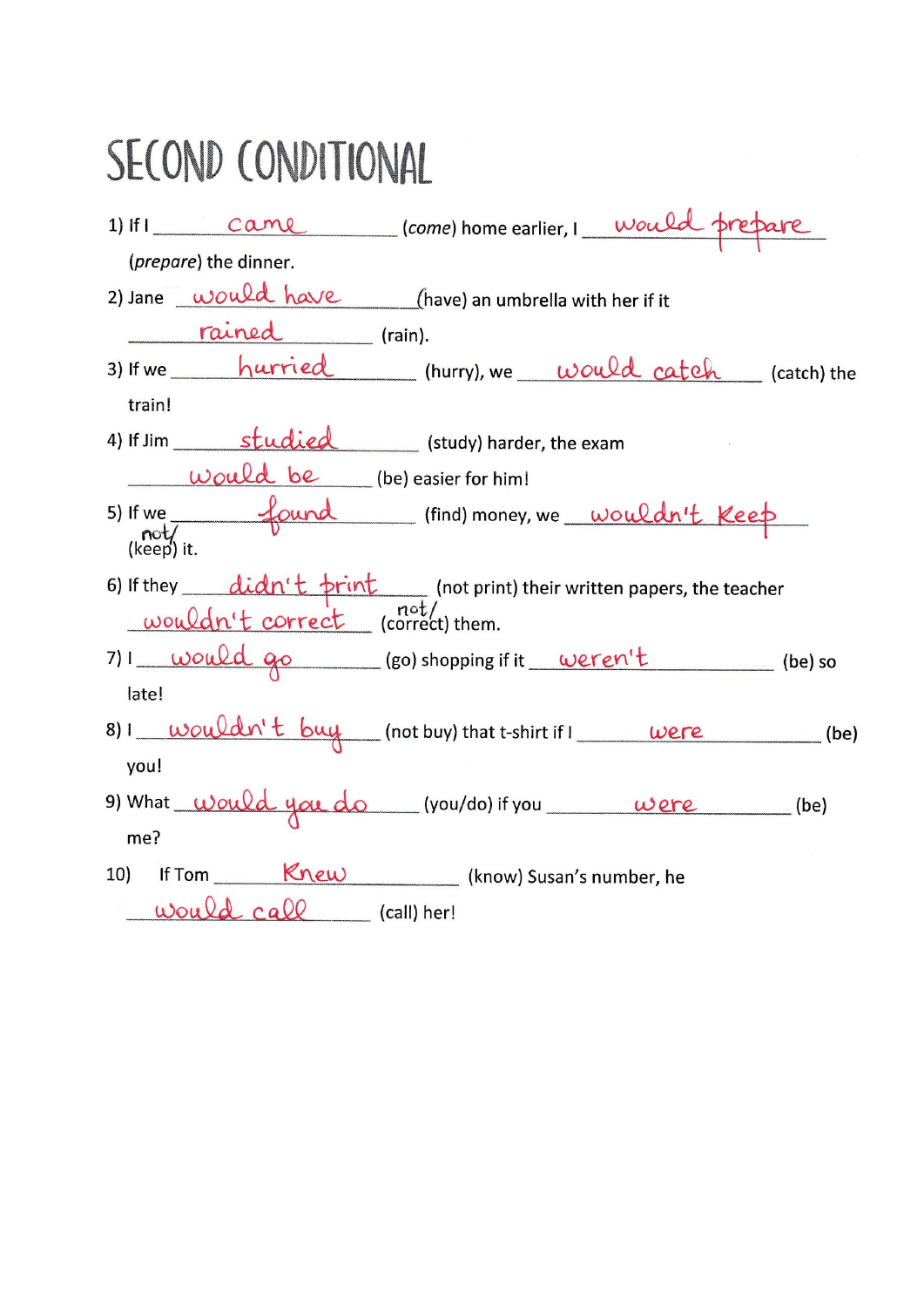# SECOND CONDITIONAL

1) If I ____came____ (*come*) home earlier, I ____would prepare____ (*prepare*) the dinner.

2) Jane ____would have____ (have) an umbrella with her if it ____rained____ (rain).

3) If we ____hurried____ (hurry), we ____would catch____ (catch) the train!

4) If Jim ____studied____ (study) harder, the exam ____would be____ (be) easier for him!

5) If we ____found____ (find) money, we ____wouldn't keep____ (not/ keep) it.

6) If they ____didn't print____ (not print) their written papers, the teacher ____wouldn't correct____ (not/ correct) them.

7) I ____would go____ (go) shopping if it ____weren't____ (be) so late!

8) I ____wouldn't buy____ (not buy) that t-shirt if I ____were____ (be) you!

9) What ____would you do____ (you/do) if you ____were____ (be) me?

10) If Tom ____knew____ (know) Susan's number, he ____would call____ (call) her!